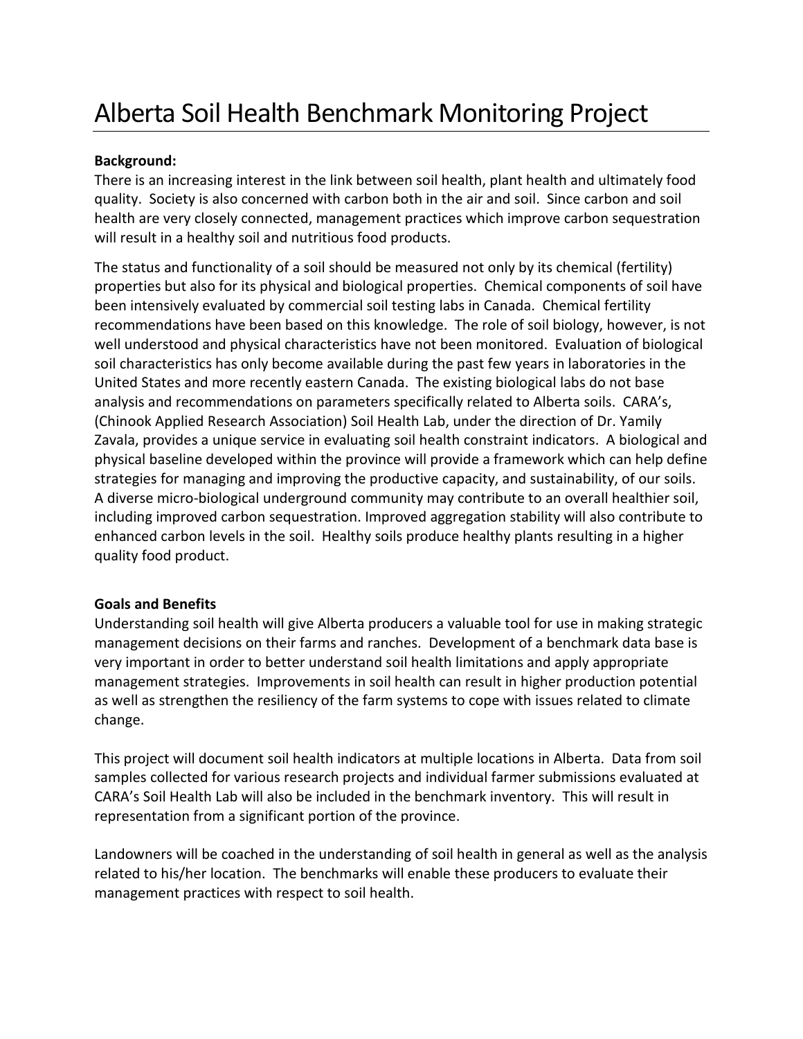# Alberta Soil Health Benchmark Monitoring Project

**Background:**

There is an increasing interest in the link between soil health, plant health and ultimately food quality. Society is also concerned with carbon both in the air and soil. Since carbon and soil health are very closely connected, management practices which improve carbon sequestration will result in a healthy soil and nutritious food products.

The status and functionality of a soil should be measured not only by its chemical (fertility) properties but also for its physical and biological properties. Chemical components of soil have been intensively evaluated by commercial soil testing labs in Canada. Chemical fertility recommendations have been based on this knowledge. The role of soil biology, however, is not well understood and physical characteristics have not been monitored. Evaluation of biological soil characteristics has only become available during the past few years in laboratories in the United States and more recently eastern Canada. The existing biological labs do not base analysis and recommendations on parameters specifically related to Alberta soils. CARA's, (Chinook Applied Research Association) Soil Health Lab, under the direction of Dr. Yamily Zavala, provides a unique service in evaluating soil health constraint indicators. A biological and physical baseline developed within the province will provide a framework which can help define strategies for managing and improving the productive capacity, and sustainability, of our soils. A diverse micro-biological underground community may contribute to an overall healthier soil, including improved carbon sequestration. Improved aggregation stability will also contribute to enhanced carbon levels in the soil. Healthy soils produce healthy plants resulting in a higher quality food product.

**Goals and Benefits**

Understanding soil health will give Alberta producers a valuable tool for use in making strategic management decisions on their farms and ranches. Development of a benchmark data base is very important in order to better understand soil health limitations and apply appropriate management strategies. Improvements in soil health can result in higher production potential as well as strengthen the resiliency of the farm systems to cope with issues related to climate change.

This project will document soil health indicators at multiple locations in Alberta. Data from soil samples collected for various research projects and individual farmer submissions evaluated at CARA's Soil Health Lab will also be included in the benchmark inventory. This will result in representation from a significant portion of the province.

Landowners will be coached in the understanding of soil health in general as well as the analysis related to his/her location. The benchmarks will enable these producers to evaluate their management practices with respect to soil health.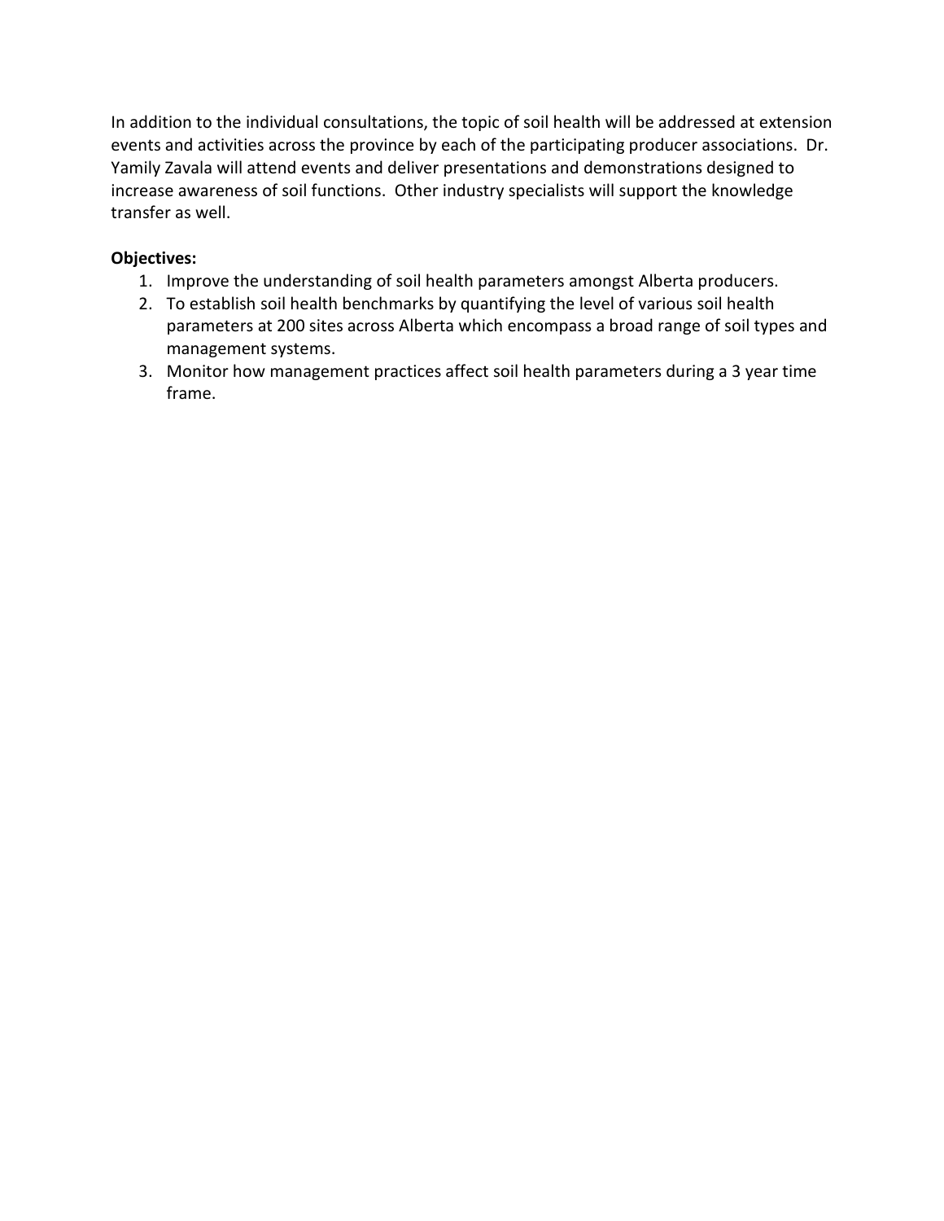In addition to the individual consultations, the topic of soil health will be addressed at extension events and activities across the province by each of the participating producer associations. Dr. Yamily Zavala will attend events and deliver presentations and demonstrations designed to increase awareness of soil functions. Other industry specialists will support the knowledge transfer as well.

**Objectives:**

1. Improve the understanding of soil health parameters amongst Alberta producers.
2. To establish soil health benchmarks by quantifying the level of various soil health parameters at 200 sites across Alberta which encompass a broad range of soil types and management systems.
3. Monitor how management practices affect soil health parameters during a 3 year time frame.